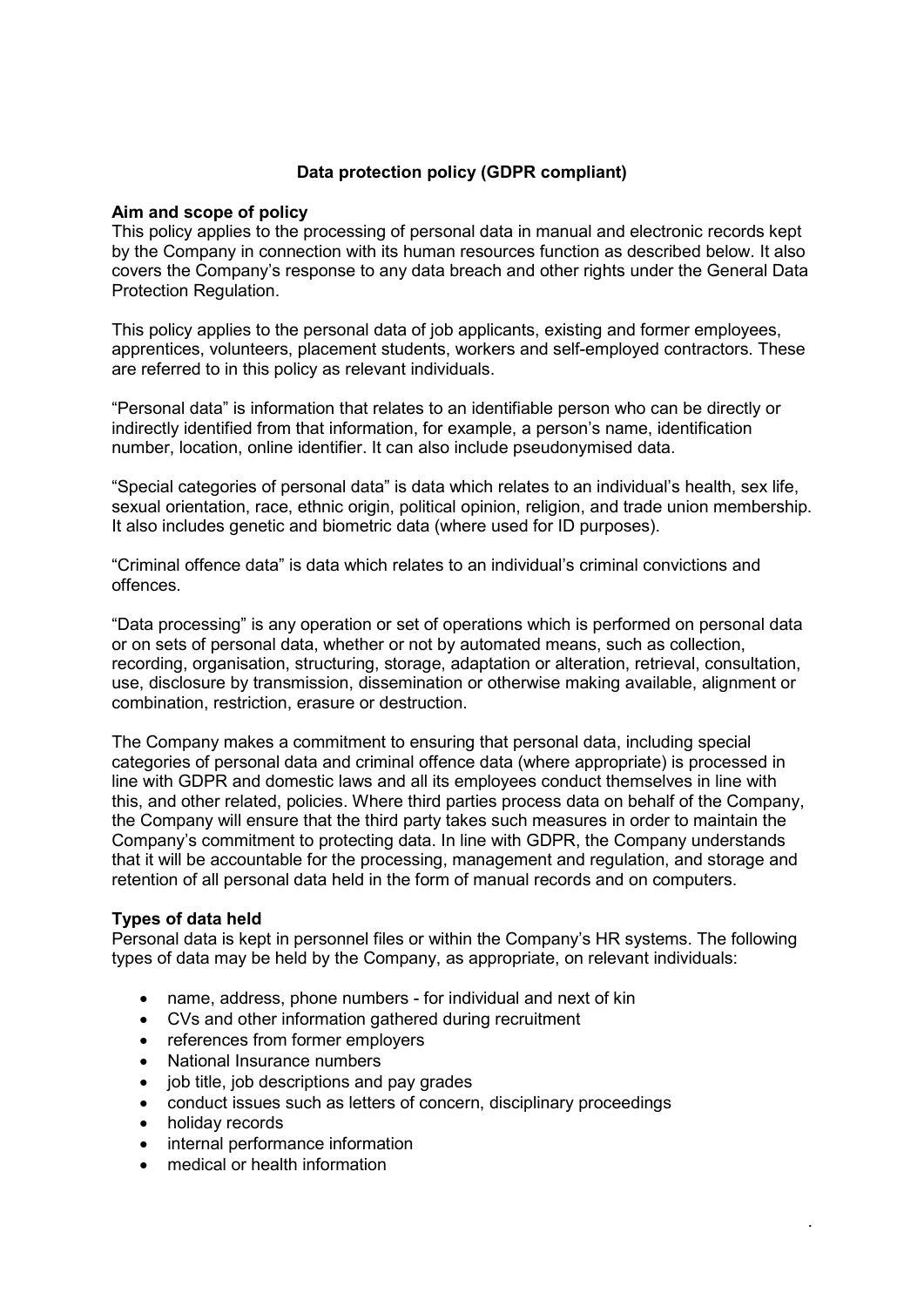# Data protection policy (GDPR compliant)

## Aim and scope of policy

This policy applies to the processing of personal data in manual and electronic records kept by the Company in connection with its human resources function as described below. It also covers the Company's response to any data breach and other rights under the General Data Protection Regulation.

This policy applies to the personal data of job applicants, existing and former employees, apprentices, volunteers, placement students, workers and self-employed contractors. These are referred to in this policy as relevant individuals.

"Personal data" is information that relates to an identifiable person who can be directly or indirectly identified from that information, for example, a person's name, identification number, location, online identifier. It can also include pseudonymised data.

"Special categories of personal data" is data which relates to an individual's health, sex life, sexual orientation, race, ethnic origin, political opinion, religion, and trade union membership. It also includes genetic and biometric data (where used for ID purposes).

"Criminal offence data" is data which relates to an individual's criminal convictions and offences.

"Data processing" is any operation or set of operations which is performed on personal data or on sets of personal data, whether or not by automated means, such as collection, recording, organisation, structuring, storage, adaptation or alteration, retrieval, consultation, use, disclosure by transmission, dissemination or otherwise making available, alignment or combination, restriction, erasure or destruction.

The Company makes a commitment to ensuring that personal data, including special categories of personal data and criminal offence data (where appropriate) is processed in line with GDPR and domestic laws and all its employees conduct themselves in line with this, and other related, policies. Where third parties process data on behalf of the Company, the Company will ensure that the third party takes such measures in order to maintain the Company's commitment to protecting data. In line with GDPR, the Company understands that it will be accountable for the processing, management and regulation, and storage and retention of all personal data held in the form of manual records and on computers.

## Types of data held

Personal data is kept in personnel files or within the Company's HR systems. The following types of data may be held by the Company, as appropriate, on relevant individuals:

- name, address, phone numbers - for individual and next of kin
- CVs and other information gathered during recruitment
- references from former employers
- National Insurance numbers
- job title, job descriptions and pay grades
- conduct issues such as letters of concern, disciplinary proceedings
- holiday records
- internal performance information
- medical or health information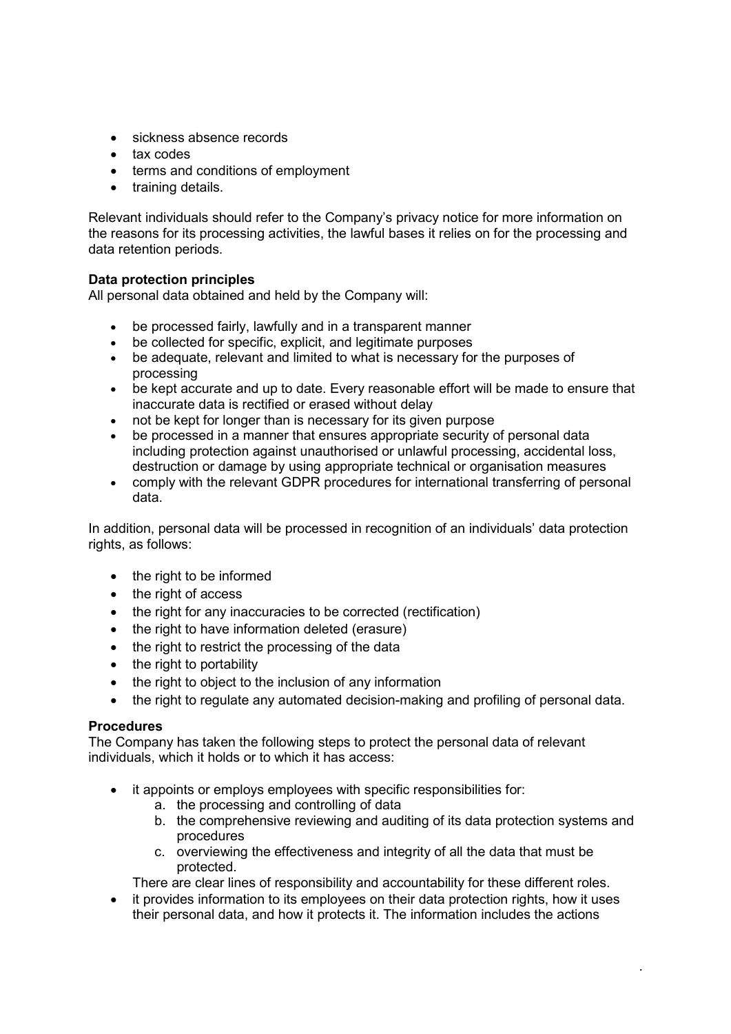- sickness absence records
- tax codes
- terms and conditions of employment
- training details.

Relevant individuals should refer to the Company's privacy notice for more information on the reasons for its processing activities, the lawful bases it relies on for the processing and data retention periods.

**Data protection principles**

All personal data obtained and held by the Company will:

- be processed fairly, lawfully and in a transparent manner
- be collected for specific, explicit, and legitimate purposes
- be adequate, relevant and limited to what is necessary for the purposes of processing
- be kept accurate and up to date. Every reasonable effort will be made to ensure that inaccurate data is rectified or erased without delay
- not be kept for longer than is necessary for its given purpose
- be processed in a manner that ensures appropriate security of personal data including protection against unauthorised or unlawful processing, accidental loss, destruction or damage by using appropriate technical or organisation measures
- comply with the relevant GDPR procedures for international transferring of personal data.

In addition, personal data will be processed in recognition of an individuals' data protection rights, as follows:

- the right to be informed
- the right of access
- the right for any inaccuracies to be corrected (rectification)
- the right to have information deleted (erasure)
- the right to restrict the processing of the data
- the right to portability
- the right to object to the inclusion of any information
- the right to regulate any automated decision-making and profiling of personal data.

**Procedures**

The Company has taken the following steps to protect the personal data of relevant individuals, which it holds or to which it has access:

- it appoints or employs employees with specific responsibilities for:
    a. the processing and controlling of data
    b. the comprehensive reviewing and auditing of its data protection systems and procedures
    c. overviewing the effectiveness and integrity of all the data that must be protected.

  There are clear lines of responsibility and accountability for these different roles.
- it provides information to its employees on their data protection rights, how it uses their personal data, and how it protects it. The information includes the actions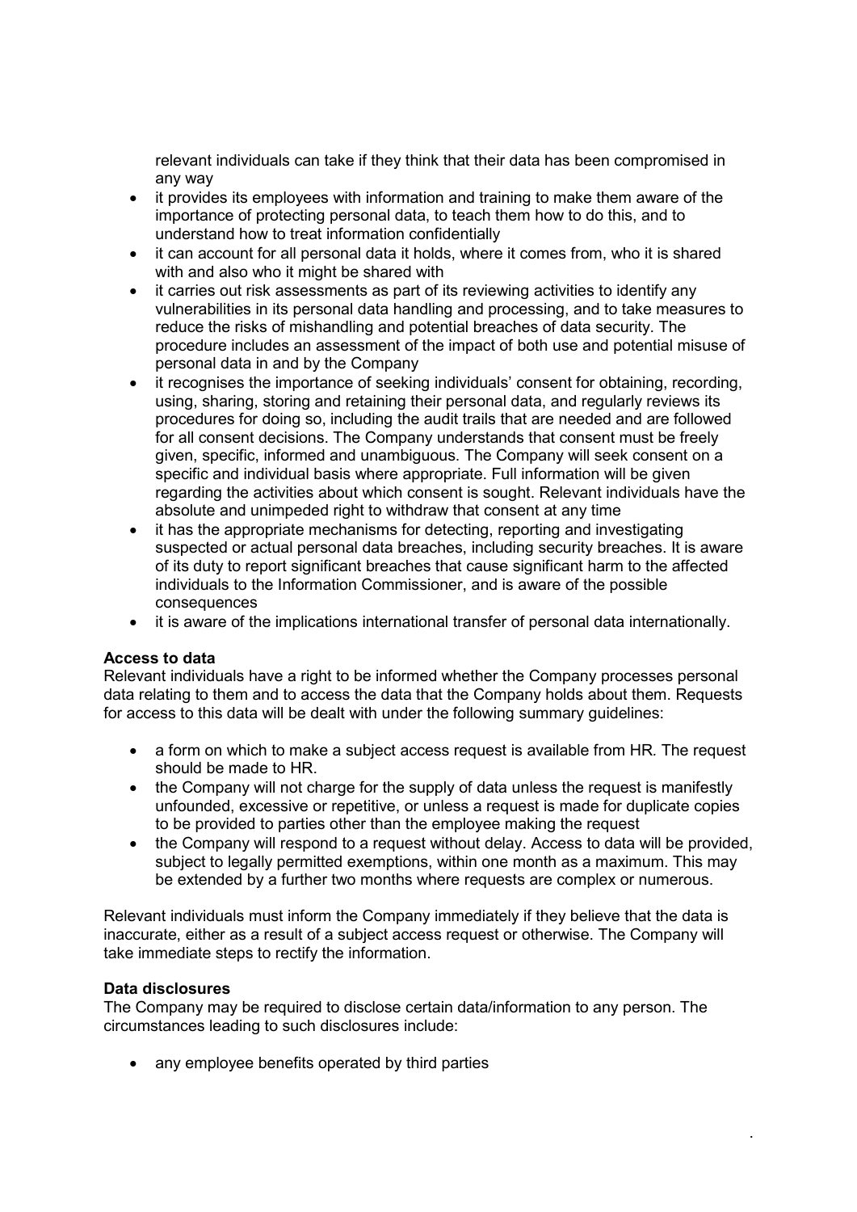relevant individuals can take if they think that their data has been compromised in any way

- it provides its employees with information and training to make them aware of the importance of protecting personal data, to teach them how to do this, and to understand how to treat information confidentially
- it can account for all personal data it holds, where it comes from, who it is shared with and also who it might be shared with
- it carries out risk assessments as part of its reviewing activities to identify any vulnerabilities in its personal data handling and processing, and to take measures to reduce the risks of mishandling and potential breaches of data security. The procedure includes an assessment of the impact of both use and potential misuse of personal data in and by the Company
- it recognises the importance of seeking individuals' consent for obtaining, recording, using, sharing, storing and retaining their personal data, and regularly reviews its procedures for doing so, including the audit trails that are needed and are followed for all consent decisions. The Company understands that consent must be freely given, specific, informed and unambiguous. The Company will seek consent on a specific and individual basis where appropriate. Full information will be given regarding the activities about which consent is sought. Relevant individuals have the absolute and unimpeded right to withdraw that consent at any time
- it has the appropriate mechanisms for detecting, reporting and investigating suspected or actual personal data breaches, including security breaches. It is aware of its duty to report significant breaches that cause significant harm to the affected individuals to the Information Commissioner, and is aware of the possible consequences
- it is aware of the implications international transfer of personal data internationally.

**Access to data**

Relevant individuals have a right to be informed whether the Company processes personal data relating to them and to access the data that the Company holds about them. Requests for access to this data will be dealt with under the following summary guidelines:

- a form on which to make a subject access request is available from HR. The request should be made to HR.
- the Company will not charge for the supply of data unless the request is manifestly unfounded, excessive or repetitive, or unless a request is made for duplicate copies to be provided to parties other than the employee making the request
- the Company will respond to a request without delay. Access to data will be provided, subject to legally permitted exemptions, within one month as a maximum. This may be extended by a further two months where requests are complex or numerous.

Relevant individuals must inform the Company immediately if they believe that the data is inaccurate, either as a result of a subject access request or otherwise. The Company will take immediate steps to rectify the information.

**Data disclosures**

The Company may be required to disclose certain data/information to any person. The circumstances leading to such disclosures include:

- any employee benefits operated by third parties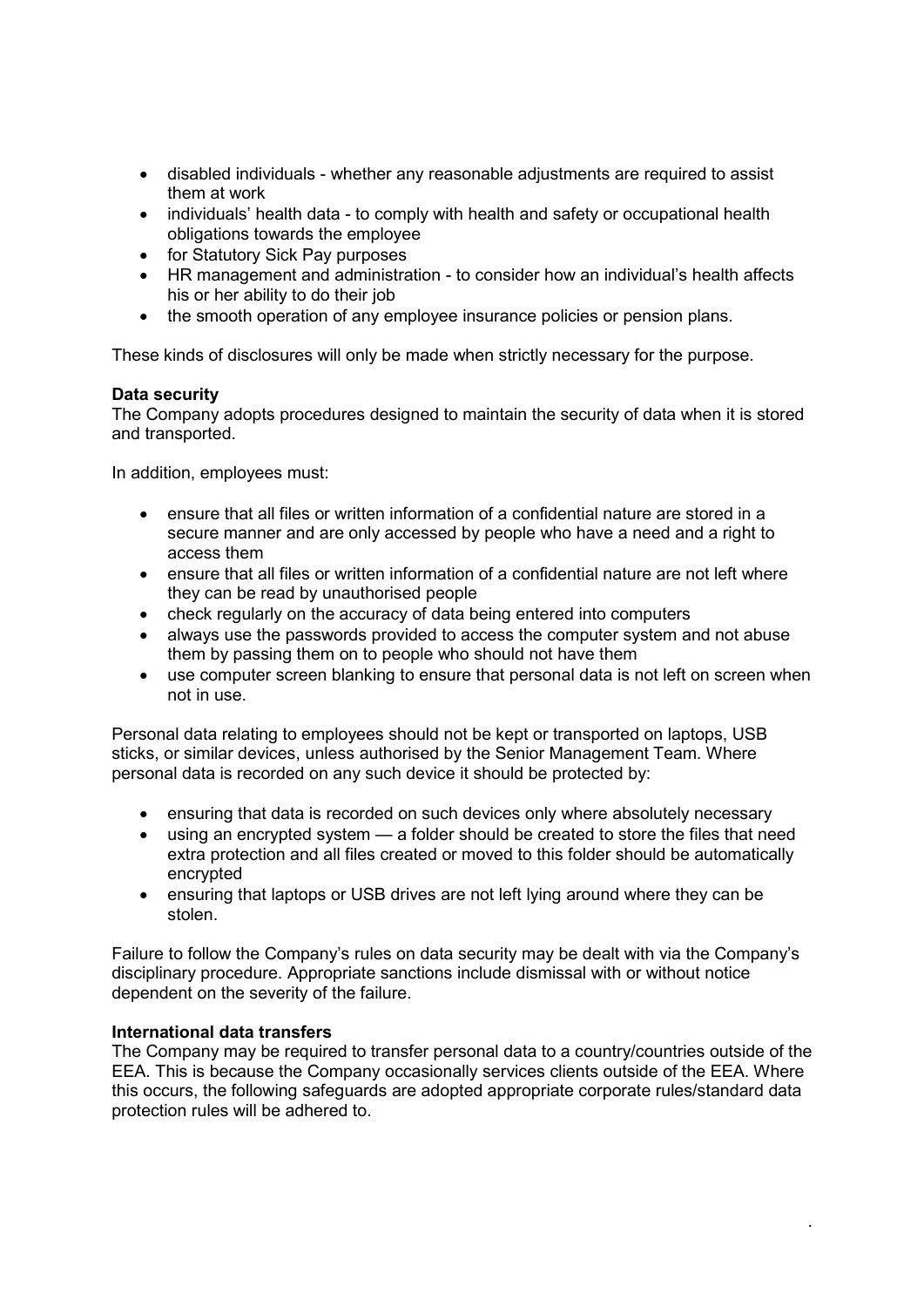- disabled individuals - whether any reasonable adjustments are required to assist them at work
- individuals' health data - to comply with health and safety or occupational health obligations towards the employee
- for Statutory Sick Pay purposes
- HR management and administration - to consider how an individual's health affects his or her ability to do their job
- the smooth operation of any employee insurance policies or pension plans.

These kinds of disclosures will only be made when strictly necessary for the purpose.

**Data security**
The Company adopts procedures designed to maintain the security of data when it is stored and transported.

In addition, employees must:

- ensure that all files or written information of a confidential nature are stored in a secure manner and are only accessed by people who have a need and a right to access them
- ensure that all files or written information of a confidential nature are not left where they can be read by unauthorised people
- check regularly on the accuracy of data being entered into computers
- always use the passwords provided to access the computer system and not abuse them by passing them on to people who should not have them
- use computer screen blanking to ensure that personal data is not left on screen when not in use.

Personal data relating to employees should not be kept or transported on laptops, USB sticks, or similar devices, unless authorised by the Senior Management Team. Where personal data is recorded on any such device it should be protected by:

- ensuring that data is recorded on such devices only where absolutely necessary
- using an encrypted system — a folder should be created to store the files that need extra protection and all files created or moved to this folder should be automatically encrypted
- ensuring that laptops or USB drives are not left lying around where they can be stolen.

Failure to follow the Company's rules on data security may be dealt with via the Company's disciplinary procedure. Appropriate sanctions include dismissal with or without notice dependent on the severity of the failure.

**International data transfers**
The Company may be required to transfer personal data to a country/countries outside of the EEA. This is because the Company occasionally services clients outside of the EEA. Where this occurs, the following safeguards are adopted appropriate corporate rules/standard data protection rules will be adhered to.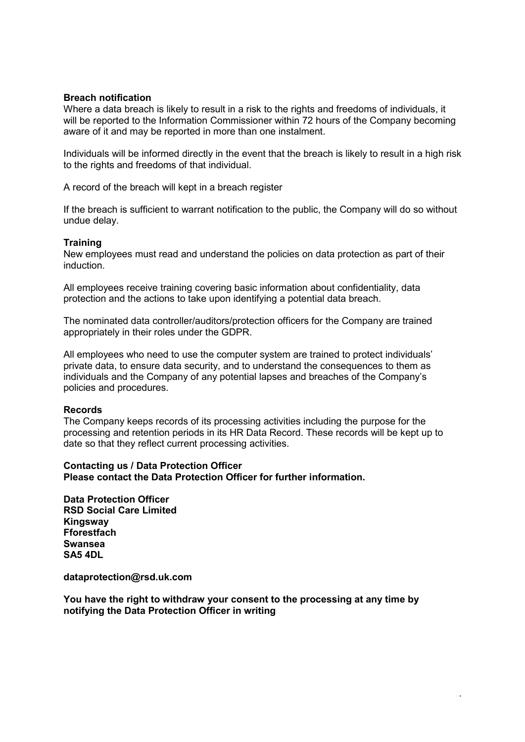**Breach notification**

Where a data breach is likely to result in a risk to the rights and freedoms of individuals, it will be reported to the Information Commissioner within 72 hours of the Company becoming aware of it and may be reported in more than one instalment.

Individuals will be informed directly in the event that the breach is likely to result in a high risk to the rights and freedoms of that individual.

A record of the breach will kept in a breach register

If the breach is sufficient to warrant notification to the public, the Company will do so without undue delay.

**Training**

New employees must read and understand the policies on data protection as part of their induction.

All employees receive training covering basic information about confidentiality, data protection and the actions to take upon identifying a potential data breach.

The nominated data controller/auditors/protection officers for the Company are trained appropriately in their roles under the GDPR.

All employees who need to use the computer system are trained to protect individuals' private data, to ensure data security, and to understand the consequences to them as individuals and the Company of any potential lapses and breaches of the Company's policies and procedures.

**Records**

The Company keeps records of its processing activities including the purpose for the processing and retention periods in its HR Data Record. These records will be kept up to date so that they reflect current processing activities.

**Contacting us / Data Protection Officer**
**Please contact the Data Protection Officer for further information.**

**Data Protection Officer**
**RSD Social Care Limited**
**Kingsway**
**Fforestfach**
**Swansea**
**SA5 4DL**

**dataprotection@rsd.uk.com**

**You have the right to withdraw your consent to the processing at any time by notifying the Data Protection Officer in writing**